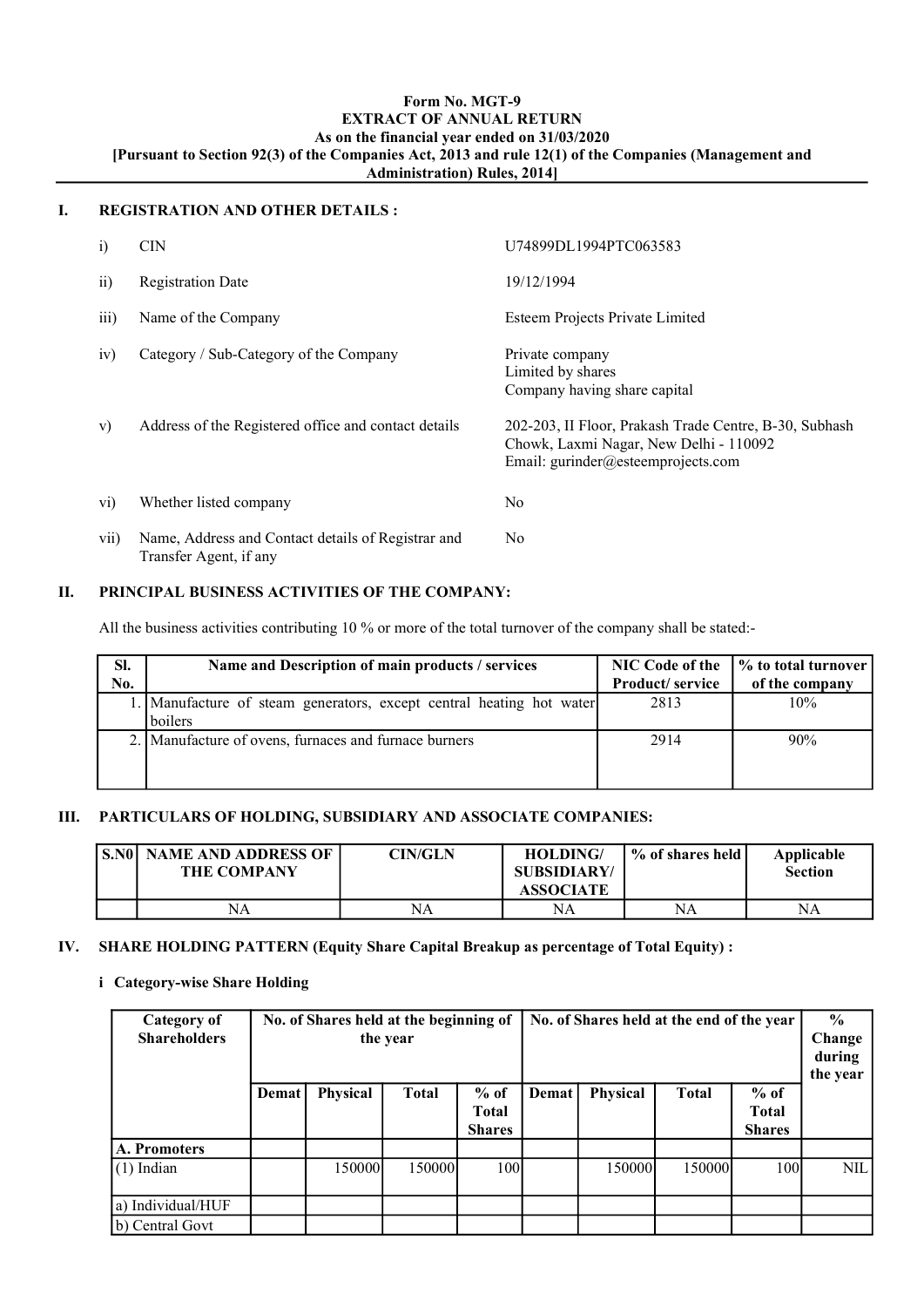**Form No. MGT-9**
**EXTRACT OF ANNUAL RETURN**
**As on the financial year ended on 31/03/2020**
**[Pursuant to Section 92(3) of the Companies Act, 2013 and rule 12(1) of the Companies (Management and Administration) Rules, 2014]**

## I. REGISTRATION AND OTHER DETAILS :

| | | |
|---|---|---|
| i) | CIN | U74899DL1994PTC063583 |
| ii) | Registration Date | 19/12/1994 |
| iii) | Name of the Company | Esteem Projects Private Limited |
| iv) | Category / Sub-Category of the Company | Private company<br>Limited by shares<br>Company having share capital |
| v) | Address of the Registered office and contact details | 202-203, II Floor, Prakash Trade Centre, B-30, Subhash Chowk, Laxmi Nagar, New Delhi - 110092<br>Email: gurinder@esteemprojects.com |
| vi) | Whether listed company | No |
| vii) | Name, Address and Contact details of Registrar and Transfer Agent, if any | No |

## II. PRINCIPAL BUSINESS ACTIVITIES OF THE COMPANY:

All the business activities contributing 10 % or more of the total turnover of the company shall be stated:-

| Sl. No. | Name and Description of main products / services | NIC Code of the Product/ service | % to total turnover of the company |
|---|---|---|---|
| 1. | Manufacture of steam generators, except central heating hot water boilers | 2813 | 10% |
| 2. | Manufacture of ovens, furnaces and furnace burners | 2914 | 90% |

## III. PARTICULARS OF HOLDING, SUBSIDIARY AND ASSOCIATE COMPANIES:

| S.N0 | NAME AND ADDRESS OF THE COMPANY | CIN/GLN | HOLDING/ SUBSIDIARY/ ASSOCIATE | % of shares held | Applicable Section |
|---|---|---|---|---|---|
| | NA | NA | NA | NA | NA |

## IV. SHARE HOLDING PATTERN (Equity Share Capital Breakup as percentage of Total Equity) :

### i Category-wise Share Holding

| Category of Shareholders | No. of Shares held at the beginning of the year | | | | No. of Shares held at the end of the year | | | | % Change during the year |
|---|---|---|---|---|---|---|---|---|---|
| | Demat | Physical | Total | % of Total Shares | Demat | Physical | Total | % of Total Shares | |
| **A. Promoters** | | | | | | | | | |
| (1) Indian | | 150000 | 150000 | 100 | | 150000 | 150000 | 100 | NIL |
| a) Individual/HUF | | | | | | | | | |
| b) Central Govt | | | | | | | | | |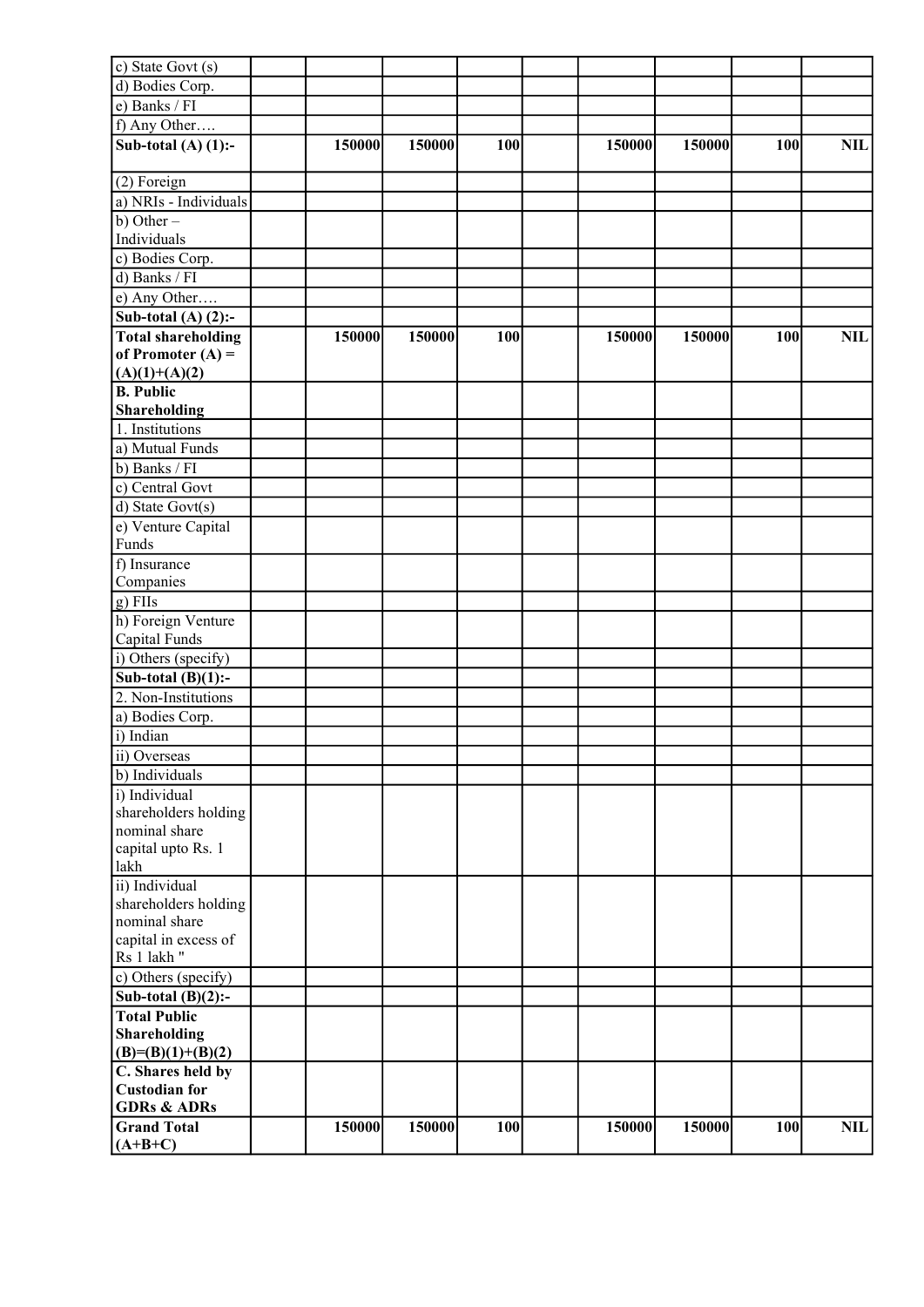| | | | | | | | | | |
|---|---|---|---|---|---|---|---|---|---|
| c) State Govt (s) | | | | | | | | | |
| d) Bodies Corp. | | | | | | | | | |
| e) Banks / FI | | | | | | | | | |
| f) Any Other…. | | | | | | | | | |
| **Sub-total (A) (1):-** | | **150000** | **150000** | **100** | | **150000** | **150000** | **100** | **NIL** |
| (2) Foreign | | | | | | | | | |
| a) NRIs - Individuals | | | | | | | | | |
| b) Other – Individuals | | | | | | | | | |
| c) Bodies Corp. | | | | | | | | | |
| d) Banks / FI | | | | | | | | | |
| e) Any Other…. | | | | | | | | | |
| **Sub-total (A) (2):-** | | | | | | | | | |
| **Total shareholding of Promoter (A) = (A)(1)+(A)(2)** | | **150000** | **150000** | **100** | | **150000** | **150000** | **100** | **NIL** |
| **B. Public Shareholding** | | | | | | | | | |
| 1. Institutions | | | | | | | | | |
| a) Mutual Funds | | | | | | | | | |
| b) Banks / FI | | | | | | | | | |
| c) Central Govt | | | | | | | | | |
| d) State Govt(s) | | | | | | | | | |
| e) Venture Capital Funds | | | | | | | | | |
| f) Insurance Companies | | | | | | | | | |
| g) FIIs | | | | | | | | | |
| h) Foreign Venture Capital Funds | | | | | | | | | |
| i) Others (specify) | | | | | | | | | |
| **Sub-total (B)(1):-** | | | | | | | | | |
| 2. Non-Institutions | | | | | | | | | |
| a) Bodies Corp. | | | | | | | | | |
| i) Indian | | | | | | | | | |
| ii) Overseas | | | | | | | | | |
| b) Individuals | | | | | | | | | |
| i) Individual shareholders holding nominal share capital upto Rs. 1 lakh | | | | | | | | | |
| ii) Individual shareholders holding nominal share capital in excess of Rs 1 lakh " | | | | | | | | | |
| c) Others (specify) | | | | | | | | | |
| **Sub-total (B)(2):-** | | | | | | | | | |
| **Total Public Shareholding (B)=(B)(1)+(B)(2)** | | | | | | | | | |
| **C. Shares held by Custodian for GDRs & ADRs** | | | | | | | | | |
| **Grand Total (A+B+C)** | | **150000** | **150000** | **100** | | **150000** | **150000** | **100** | **NIL** |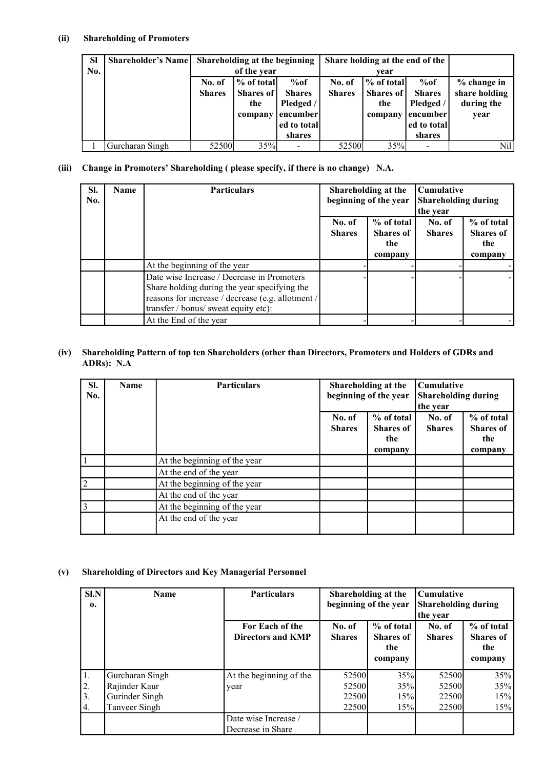**(ii) Shareholding of Promoters**

| Sl No. | Shareholder's Name | Shareholding at the beginning of the year | | | Share holding at the end of the year | | | |
|---|---|---|---|---|---|---|---|---|
| | | No. of Shares | % of total Shares of the company | %of Shares Pledged / encumbered to total shares | No. of Shares | % of total Shares of the company | %of Shares Pledged / encumbered to total shares | % change in share holding during the year |
| 1 | Gurcharan Singh | 52500 | 35% | - | 52500 | 35% | - | Nil |

**(iii) Change in Promoters' Shareholding ( please specify, if there is no change) N.A.**

| Sl. No. | Name | Particulars | Shareholding at the beginning of the year | | Cumulative Shareholding during the year | |
|---|---|---|---|---|---|---|
| | | | No. of Shares | % of total Shares of the company | No. of Shares | % of total Shares of the company |
| | | At the beginning of the year | - | - | - | - |
| | | Date wise Increase / Decrease in Promoters Share holding during the year specifying the reasons for increase / decrease (e.g. allotment / transfer / bonus/ sweat equity etc): | - | - | - | - |
| | | At the End of the year | - | - | - | - |

**(iv) Shareholding Pattern of top ten Shareholders (other than Directors, Promoters and Holders of GDRs and ADRs): N.A**

| Sl. No. | Name | Particulars | Shareholding at the beginning of the year | | Cumulative Shareholding during the year | |
|---|---|---|---|---|---|---|
| | | | No. of Shares | % of total Shares of the company | No. of Shares | % of total Shares of the company |
| 1 | | At the beginning of the year | | | | |
| | | At the end of the year | | | | |
| 2 | | At the beginning of the year | | | | |
| | | At the end of the year | | | | |
| 3 | | At the beginning of the year | | | | |
| | | At the end of the year | | | | |

**(v) Shareholding of Directors and Key Managerial Personnel**

| Sl.No. | Name | Particulars | Shareholding at the beginning of the year | | Cumulative Shareholding during the year | |
|---|---|---|---|---|---|---|
| | | For Each of the Directors and KMP | No. of Shares | % of total Shares of the company | No. of Shares | % of total Shares of the company |
| 1. | Gurcharan Singh | At the beginning of the year | 52500 | 35% | 52500 | 35% |
| 2. | Rajinder Kaur | | 52500 | 35% | 52500 | 35% |
| 3. | Gurinder Singh | | 22500 | 15% | 22500 | 15% |
| 4. | Tanveer Singh | | 22500 | 15% | 22500 | 15% |
| | | Date wise Increase / Decrease in Share | | | | |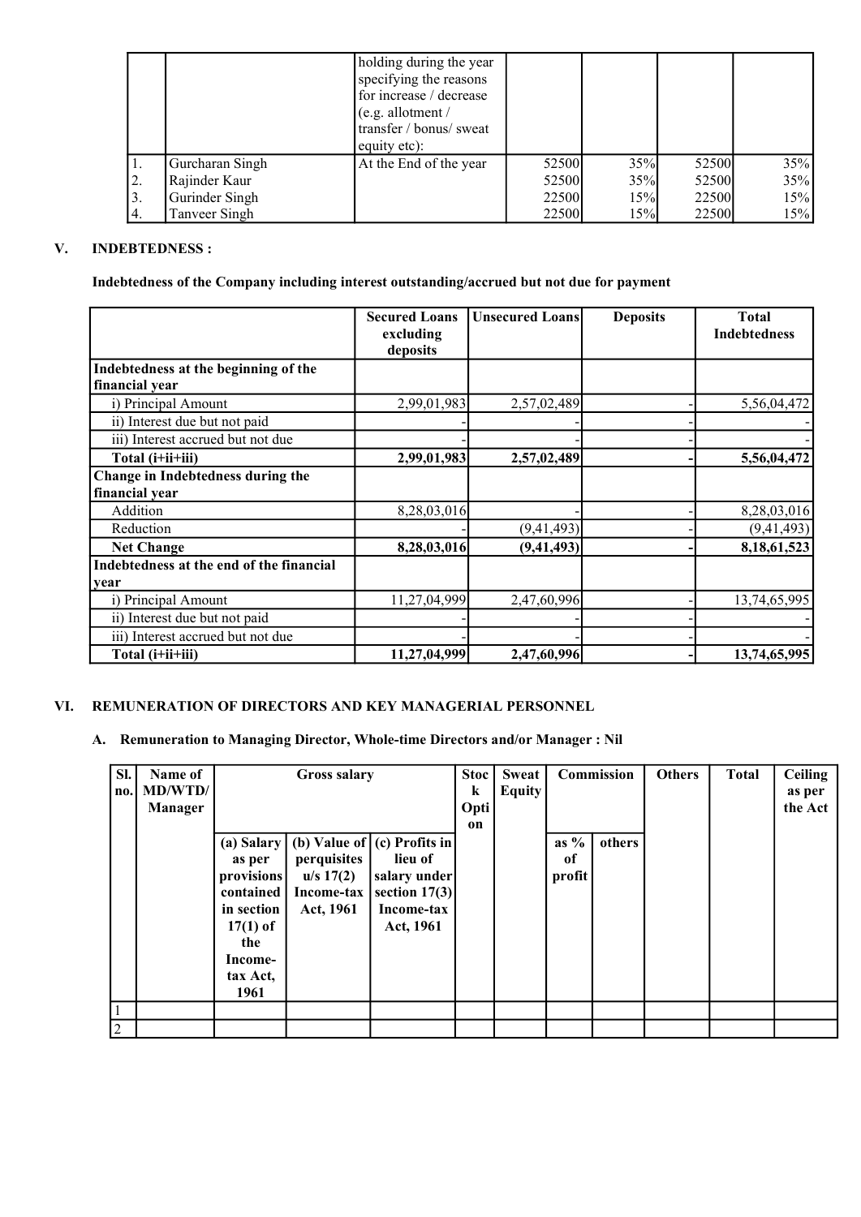| | | holding during the year specifying the reasons for increase / decrease (e.g. allotment / transfer / bonus/ sweat equity etc): | | | | |
|---|---|---|---|---|---|---|
| 1. | Gurcharan Singh | At the End of the year | 52500 | 35% | 52500 | 35% |
| 2. | Rajinder Kaur | | 52500 | 35% | 52500 | 35% |
| 3. | Gurinder Singh | | 22500 | 15% | 22500 | 15% |
| 4. | Tanveer Singh | | 22500 | 15% | 22500 | 15% |

## V. INDEBTEDNESS :

**Indebtedness of the Company including interest outstanding/accrued but not due for payment**

| | Secured Loans excluding deposits | Unsecured Loans | Deposits | Total Indebtedness |
|---|---|---|---|---|
| **Indebtedness at the beginning of the financial year** | | | | |
| i) Principal Amount | 2,99,01,983 | 2,57,02,489 | - | 5,56,04,472 |
| ii) Interest due but not paid | - | - | - | - |
| iii) Interest accrued but not due | - | - | - | - |
| **Total (i+ii+iii)** | **2,99,01,983** | **2,57,02,489** | **-** | **5,56,04,472** |
| **Change in Indebtedness during the financial year** | | | | |
| Addition | 8,28,03,016 | - | - | 8,28,03,016 |
| Reduction | - | (9,41,493) | - | (9,41,493) |
| **Net Change** | **8,28,03,016** | **(9,41,493)** | **-** | **8,18,61,523** |
| **Indebtedness at the end of the financial year** | | | | |
| i) Principal Amount | 11,27,04,999 | 2,47,60,996 | - | 13,74,65,995 |
| ii) Interest due but not paid | - | - | - | - |
| iii) Interest accrued but not due | - | - | - | - |
| **Total (i+ii+iii)** | **11,27,04,999** | **2,47,60,996** | **-** | **13,74,65,995** |

## VI. REMUNERATION OF DIRECTORS AND KEY MANAGERIAL PERSONNEL

**A. Remuneration to Managing Director, Whole-time Directors and/or Manager : Nil**

| Sl. no. | Name of MD/WTD/ Manager | Gross salary | | | Stock Option | Sweat Equity | Commission | | Others | Total | Ceiling as per the Act |
|---|---|---|---|---|---|---|---|---|---|---|---|
| | | (a) Salary as per provisions contained in section 17(1) of the Income-tax Act, 1961 | (b) Value of perquisites u/s 17(2) Income-tax Act, 1961 | (c) Profits in lieu of salary under section 17(3) Income-tax Act, 1961 | | | as % of profit | others | | | |
| 1 | | | | | | | | | | | |
| 2 | | | | | | | | | | | |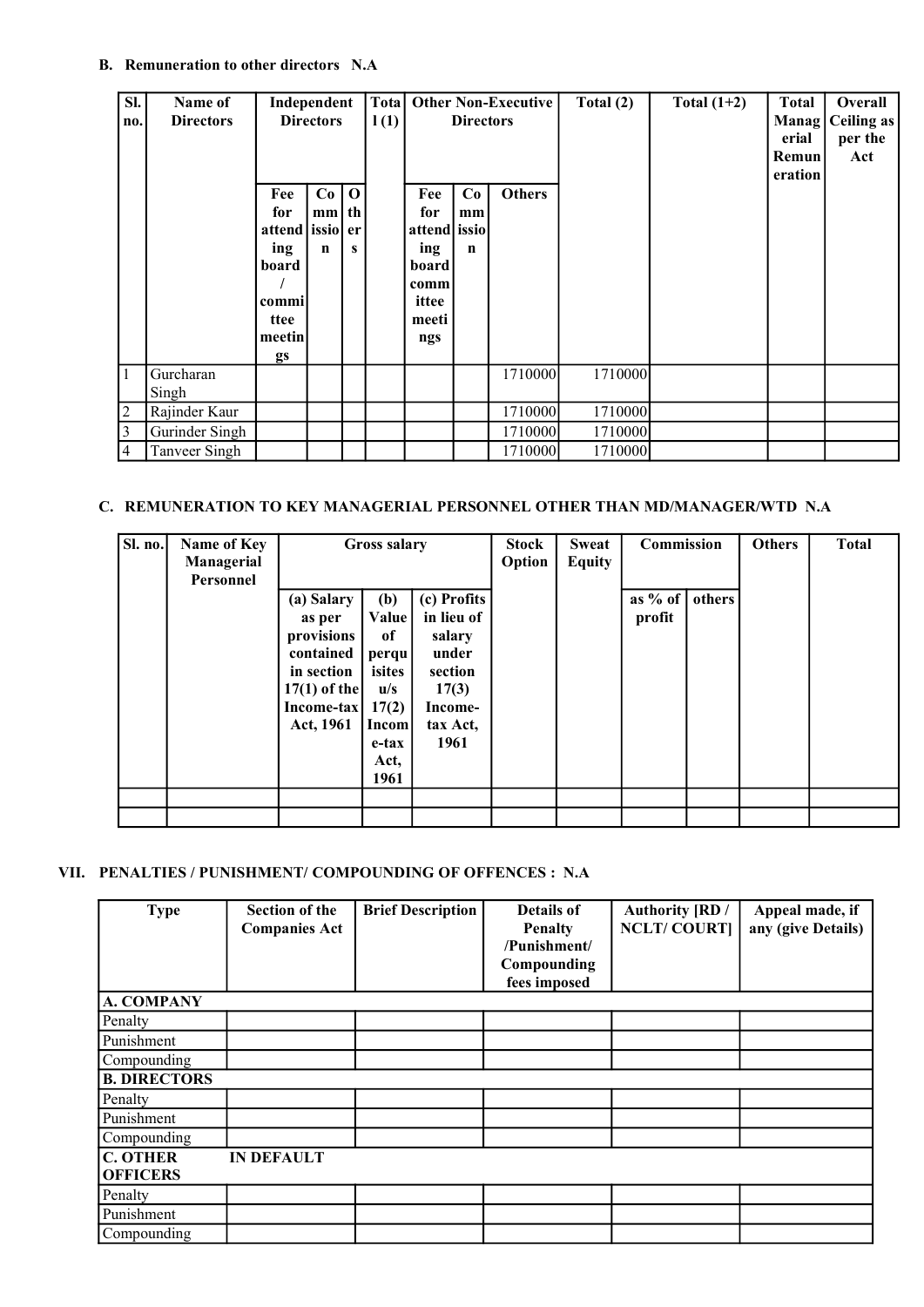### B. Remuneration to other directors N.A

| Sl. no. | Name of Directors | Independent Directors | | | Total (1) | Other Non-Executive Directors | | | Total (2) | Total (1+2) | Total Managerial Remuneration | Overall Ceiling as per the Act |
|---|---|---|---|---|---|---|---|---|---|---|---|---|
| | | Fee for attending board / committee meetings | Commission | Others | | Fee for attending board committee meetings | Commission | Others | | | | |
| 1 | Gurcharan Singh | | | | | | | 1710000 | 1710000 | | | |
| 2 | Rajinder Kaur | | | | | | | 1710000 | 1710000 | | | |
| 3 | Gurinder Singh | | | | | | | 1710000 | 1710000 | | | |
| 4 | Tanveer Singh | | | | | | | 1710000 | 1710000 | | | |

### C. REMUNERATION TO KEY MANAGERIAL PERSONNEL OTHER THAN MD/MANAGER/WTD N.A

| Sl. no. | Name of Key Managerial Personnel | Gross salary | | | Stock Option | Sweat Equity | Commission | | Others | Total |
|---|---|---|---|---|---|---|---|---|---|---|
| | | (a) Salary as per provisions contained in section 17(1) of the Income-tax Act, 1961 | (b) Value of perquisites u/s 17(2) Income-tax Act, 1961 | (c) Profits in lieu of salary under section 17(3) Income-tax Act, 1961 | | | as % of profit | others | | |
| | | | | | | | | | | |
| | | | | | | | | | | |

## VII. PENALTIES / PUNISHMENT/ COMPOUNDING OF OFFENCES : N.A

| Type | Section of the Companies Act | Brief Description | Details of Penalty /Punishment/ Compounding fees imposed | Authority [RD / NCLT/ COURT] | Appeal made, if any (give Details) |
|---|---|---|---|---|---|
| **A. COMPANY** | | | | | |
| Penalty | | | | | |
| Punishment | | | | | |
| Compounding | | | | | |
| **B. DIRECTORS** | | | | | |
| Penalty | | | | | |
| Punishment | | | | | |
| Compounding | | | | | |
| **C. OTHER OFFICERS** | **IN DEFAULT** | | | | |
| Penalty | | | | | |
| Punishment | | | | | |
| Compounding | | | | | |